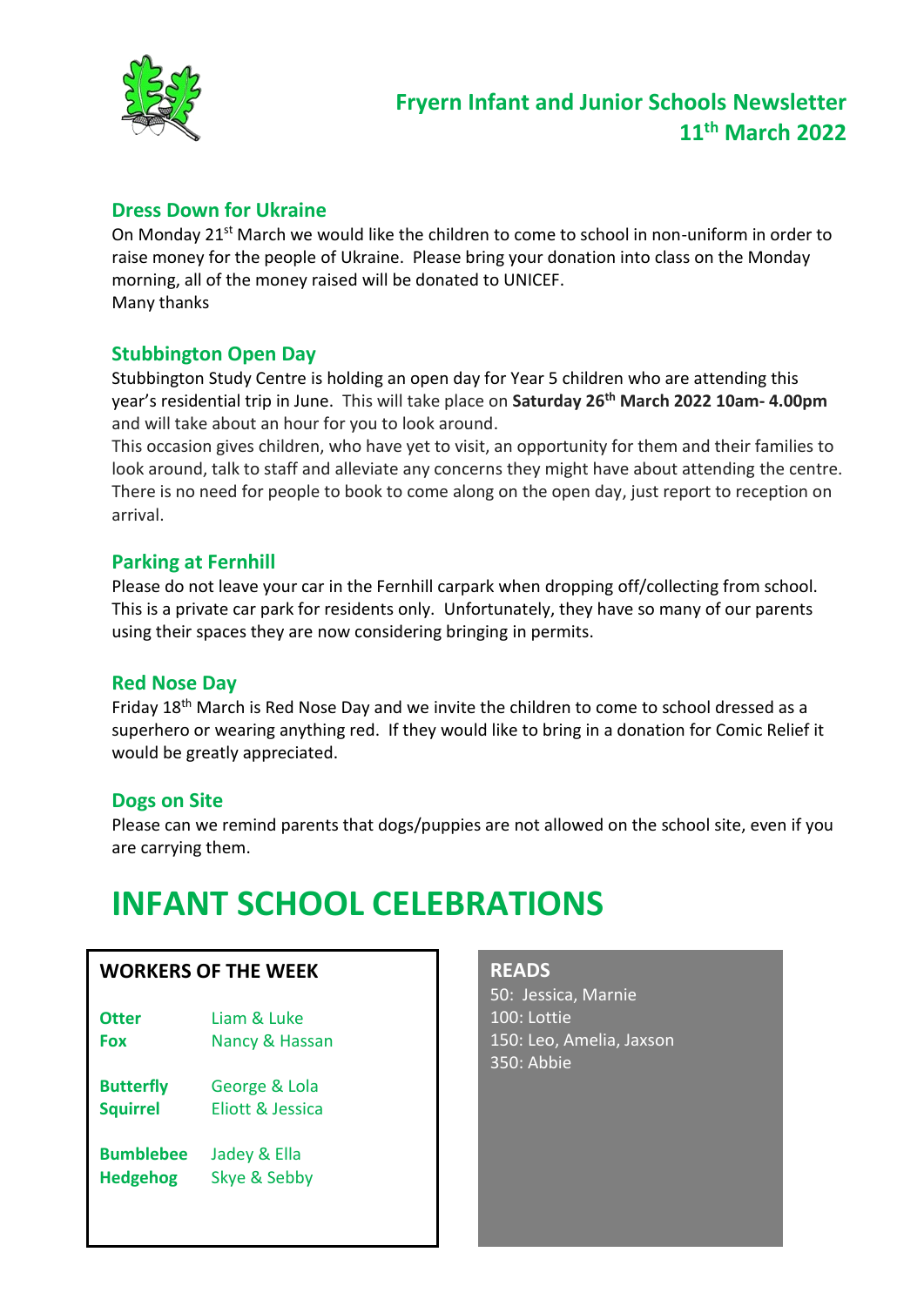# Fryern Infant and Junior Schools Newsletter 11th March 2022

## Dress Down for Ukraine

On Monday 21st March we would like the children to come to school in non-uniform in order to raise money for the people of Ukraine. Please bring your donation into class on the Monday morning, all of the money raised will be donated to UNICEF.
Many thanks

## Stubbington Open Day

Stubbington Study Centre is holding an open day for Year 5 children who are attending this year's residential trip in June. This will take place on **Saturday 26th March 2022 10am- 4.00pm** and will take about an hour for you to look around.

This occasion gives children, who have yet to visit, an opportunity for them and their families to look around, talk to staff and alleviate any concerns they might have about attending the centre. There is no need for people to book to come along on the open day, just report to reception on arrival.

## Parking at Fernhill

Please do not leave your car in the Fernhill carpark when dropping off/collecting from school. This is a private car park for residents only. Unfortunately, they have so many of our parents using their spaces they are now considering bringing in permits.

## Red Nose Day

Friday 18th March is Red Nose Day and we invite the children to come to school dressed as a superhero or wearing anything red. If they would like to bring in a donation for Comic Relief it would be greatly appreciated.

## Dogs on Site

Please can we remind parents that dogs/puppies are not allowed on the school site, even if you are carrying them.

# INFANT SCHOOL CELEBRATIONS

### WORKERS OF THE WEEK

| | |
|---|---|
| **Otter** | Liam & Luke |
| **Fox** | Nancy & Hassan |
| **Butterfly** | George & Lola |
| **Squirrel** | Eliott & Jessica |
| **Bumblebee** | Jadey & Ella |
| **Hedgehog** | Skye & Sebby |

### READS

50: Jessica, Marnie
100: Lottie
150: Leo, Amelia, Jaxson
350: Abbie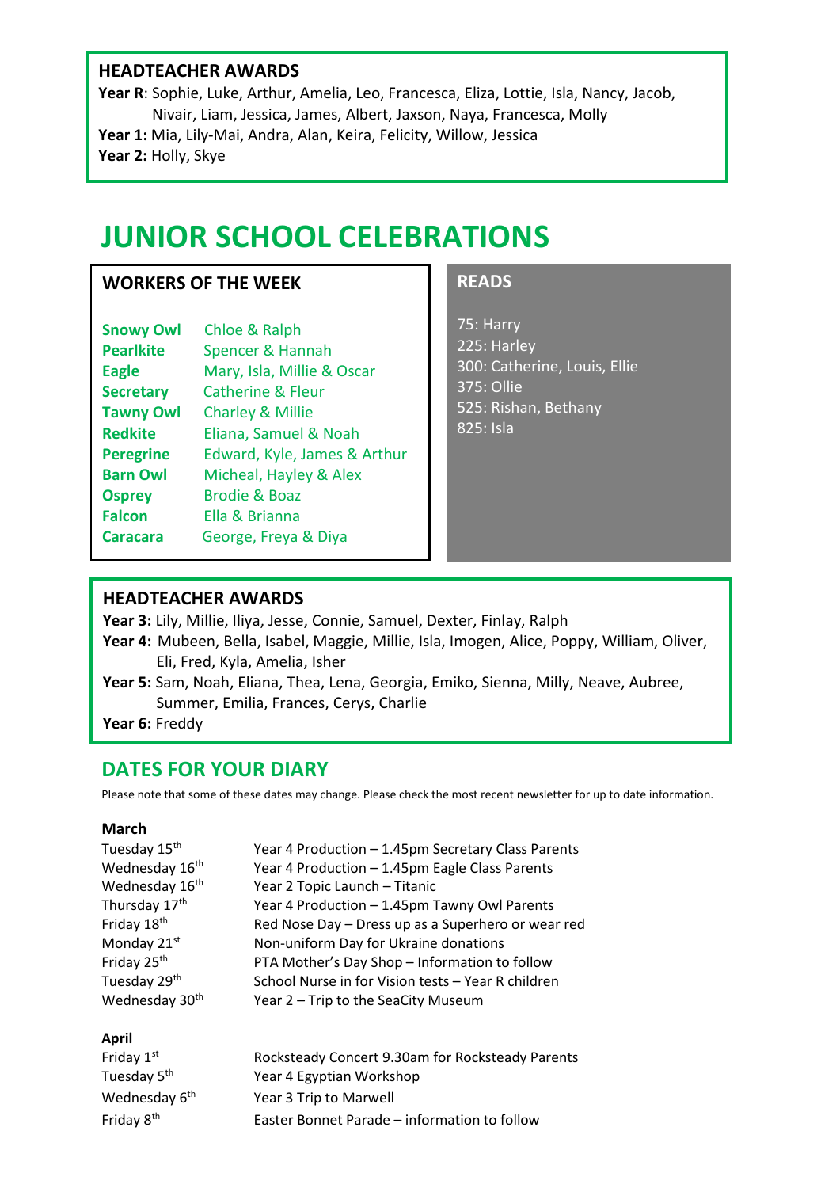## HEADTEACHER AWARDS

**Year R**: Sophie, Luke, Arthur, Amelia, Leo, Francesca, Eliza, Lottie, Isla, Nancy, Jacob, Nivair, Liam, Jessica, James, Albert, Jaxson, Naya, Francesca, Molly

**Year 1:** Mia, Lily-Mai, Andra, Alan, Keira, Felicity, Willow, Jessica

**Year 2:** Holly, Skye

# JUNIOR SCHOOL CELEBRATIONS

## WORKERS OF THE WEEK

| | |
|---|---|
| **Snowy Owl** | Chloe & Ralph |
| **Pearlkite** | Spencer & Hannah |
| **Eagle** | Mary, Isla, Millie & Oscar |
| **Secretary** | Catherine & Fleur |
| **Tawny Owl** | Charley & Millie |
| **Redkite** | Eliana, Samuel & Noah |
| **Peregrine** | Edward, Kyle, James & Arthur |
| **Barn Owl** | Micheal, Hayley & Alex |
| **Osprey** | Brodie & Boaz |
| **Falcon** | Ella & Brianna |
| **Caracara** | George, Freya & Diya |

## READS

75: Harry
225: Harley
300: Catherine, Louis, Ellie
375: Ollie
525: Rishan, Bethany
825: Isla

## HEADTEACHER AWARDS

**Year 3:** Lily, Millie, Iliya, Jesse, Connie, Samuel, Dexter, Finlay, Ralph

**Year 4:** Mubeen, Bella, Isabel, Maggie, Millie, Isla, Imogen, Alice, Poppy, William, Oliver, Eli, Fred, Kyla, Amelia, Isher

**Year 5:** Sam, Noah, Eliana, Thea, Lena, Georgia, Emiko, Sienna, Milly, Neave, Aubree, Summer, Emilia, Frances, Cerys, Charlie

**Year 6:** Freddy

## DATES FOR YOUR DIARY

Please note that some of these dates may change. Please check the most recent newsletter for up to date information.

**March**

| | |
|---|---|
| Tuesday 15th | Year 4 Production – 1.45pm Secretary Class Parents |
| Wednesday 16th | Year 4 Production – 1.45pm Eagle Class Parents |
| Wednesday 16th | Year 2 Topic Launch – Titanic |
| Thursday 17th | Year 4 Production – 1.45pm Tawny Owl Parents |
| Friday 18th | Red Nose Day – Dress up as a Superhero or wear red |
| Monday 21st | Non-uniform Day for Ukraine donations |
| Friday 25th | PTA Mother's Day Shop – Information to follow |
| Tuesday 29th | School Nurse in for Vision tests – Year R children |
| Wednesday 30th | Year 2 – Trip to the SeaCity Museum |

**April**

| | |
|---|---|
| Friday 1st | Rocksteady Concert 9.30am for Rocksteady Parents |
| Tuesday 5th | Year 4 Egyptian Workshop |
| Wednesday 6th | Year 3 Trip to Marwell |
| Friday 8th | Easter Bonnet Parade – information to follow |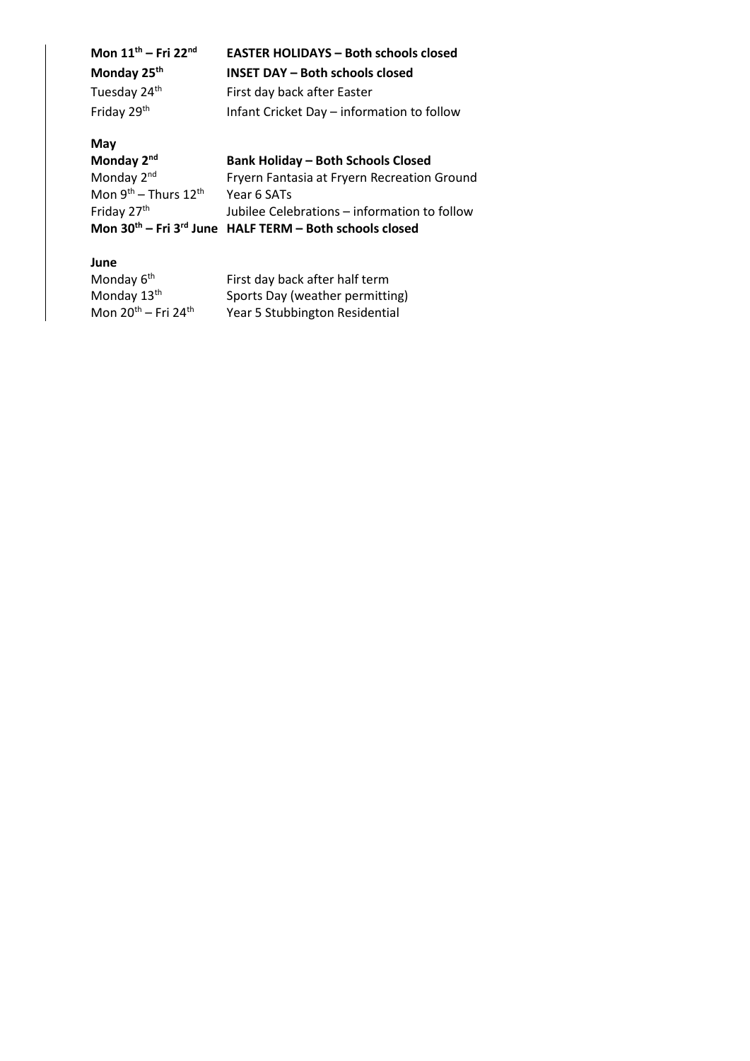| | |
|---|---|
| **Mon 11th – Fri 22nd** | **EASTER HOLIDAYS – Both schools closed** |
| **Monday 25th** | **INSET DAY – Both schools closed** |
| Tuesday 24th | First day back after Easter |
| Friday 29th | Infant Cricket Day – information to follow |

**May**

| | |
|---|---|
| **Monday 2nd** | **Bank Holiday – Both Schools Closed** |
| Monday 2nd | Fryern Fantasia at Fryern Recreation Ground |
| Mon 9th – Thurs 12th | Year 6 SATs |
| Friday 27th | Jubilee Celebrations – information to follow |
| **Mon 30th – Fri 3rd June** | **HALF TERM – Both schools closed** |

**June**

| | |
|---|---|
| Monday 6th | First day back after half term |
| Monday 13th | Sports Day (weather permitting) |
| Mon 20th – Fri 24th | Year 5 Stubbington Residential |